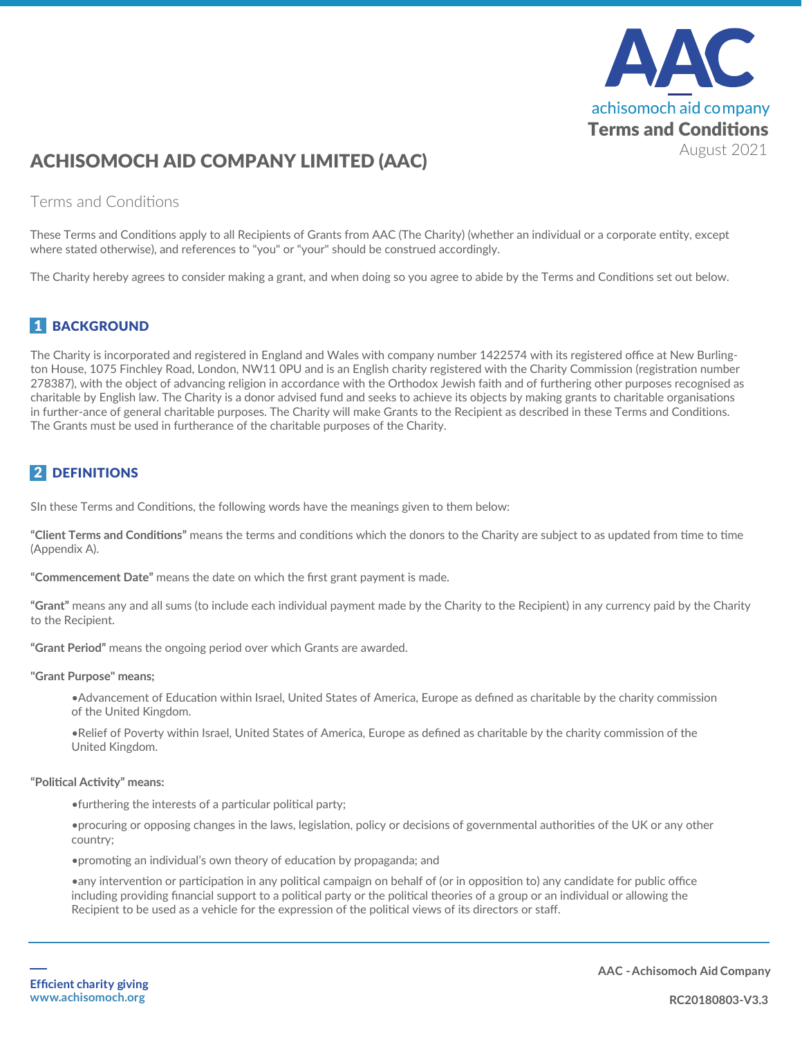AAC

achisomoch aid company

**Terms and Conditions**

August 2021

# ACHISOMOCH AID COMPANY LIMITED (AAC)

## Terms and Conditions

These Terms and Conditions apply to all Recipients of Grants from AAC (The Charity) (whether an individual or a corporate entity, except where stated otherwise), and references to "you" or "your" should be construed accordingly.

The Charity hereby agrees to consider making a grant, and when doing so you agree to abide by the Terms and Conditions set out below.

## 1 BACKGROUND

The Charity is incorporated and registered in England and Wales with company number 1422574 with its registered office at New Burlington House, 1075 Finchley Road, London, NW11 0PU and is an English charity registered with the Charity Commission (registration number 278387), with the object of advancing religion in accordance with the Orthodox Jewish faith and of furthering other purposes recognised as charitable by English law. The Charity is a donor advised fund and seeks to achieve its objects by making grants to charitable organisations in further-ance of general charitable purposes. The Charity will make Grants to the Recipient as described in these Terms and Conditions. The Grants must be used in furtherance of the charitable purposes of the Charity.

## 2 DEFINITIONS

SIn these Terms and Conditions, the following words have the meanings given to them below:

**"Client Terms and Conditions"** means the terms and conditions which the donors to the Charity are subject to as updated from time to time (Appendix A).

**"Commencement Date"** means the date on which the first grant payment is made.

**"Grant"** means any and all sums (to include each individual payment made by the Charity to the Recipient) in any currency paid by the Charity to the Recipient.

**"Grant Period"** means the ongoing period over which Grants are awarded.

**"Grant Purpose" means;**

- Advancement of Education within Israel, United States of America, Europe as defined as charitable by the charity commission of the United Kingdom.
- Relief of Poverty within Israel, United States of America, Europe as defined as charitable by the charity commission of the United Kingdom.

**"Political Activity" means:**

- furthering the interests of a particular political party;
- procuring or opposing changes in the laws, legislation, policy or decisions of governmental authorities of the UK or any other country;
- promoting an individual's own theory of education by propaganda; and
- any intervention or participation in any political campaign on behalf of (or in opposition to) any candidate for public office including providing financial support to a political party or the political theories of a group or an individual or allowing the Recipient to be used as a vehicle for the expression of the political views of its directors or staff.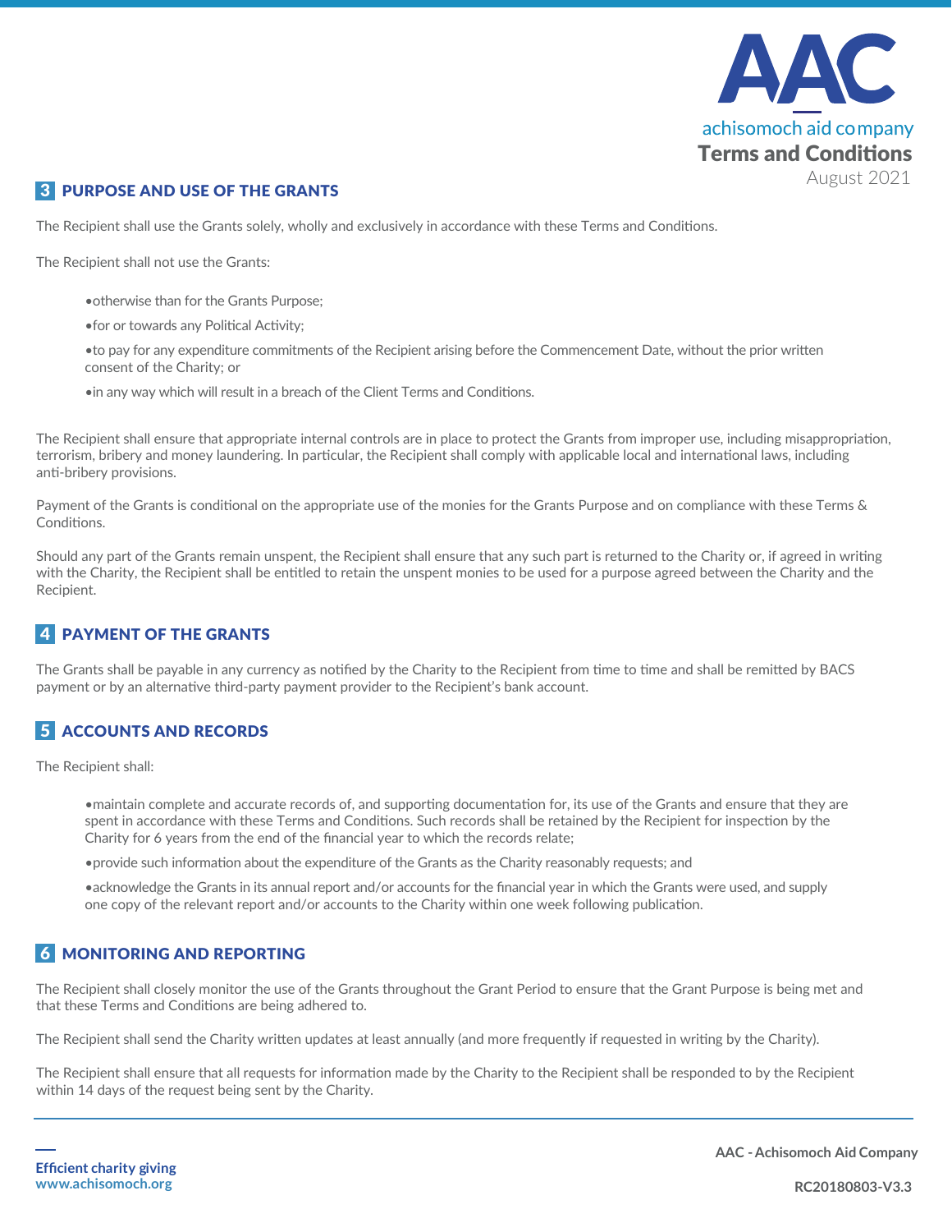## 3 PURPOSE AND USE OF THE GRANTS

The Recipient shall use the Grants solely, wholly and exclusively in accordance with these Terms and Conditions.

The Recipient shall not use the Grants:

- otherwise than for the Grants Purpose;
- for or towards any Political Activity;
- to pay for any expenditure commitments of the Recipient arising before the Commencement Date, without the prior written consent of the Charity; or
- in any way which will result in a breach of the Client Terms and Conditions.

The Recipient shall ensure that appropriate internal controls are in place to protect the Grants from improper use, including misappropriation, terrorism, bribery and money laundering. In particular, the Recipient shall comply with applicable local and international laws, including anti-bribery provisions.

Payment of the Grants is conditional on the appropriate use of the monies for the Grants Purpose and on compliance with these Terms & Conditions.

Should any part of the Grants remain unspent, the Recipient shall ensure that any such part is returned to the Charity or, if agreed in writing with the Charity, the Recipient shall be entitled to retain the unspent monies to be used for a purpose agreed between the Charity and the Recipient.

## 4 PAYMENT OF THE GRANTS

The Grants shall be payable in any currency as notified by the Charity to the Recipient from time to time and shall be remitted by BACS payment or by an alternative third-party payment provider to the Recipient's bank account.

## 5 ACCOUNTS AND RECORDS

The Recipient shall:

- maintain complete and accurate records of, and supporting documentation for, its use of the Grants and ensure that they are spent in accordance with these Terms and Conditions. Such records shall be retained by the Recipient for inspection by the Charity for 6 years from the end of the financial year to which the records relate;
- provide such information about the expenditure of the Grants as the Charity reasonably requests; and
- acknowledge the Grants in its annual report and/or accounts for the financial year in which the Grants were used, and supply one copy of the relevant report and/or accounts to the Charity within one week following publication.

## 6 MONITORING AND REPORTING

The Recipient shall closely monitor the use of the Grants throughout the Grant Period to ensure that the Grant Purpose is being met and that these Terms and Conditions are being adhered to.

The Recipient shall send the Charity written updates at least annually (and more frequently if requested in writing by the Charity).

The Recipient shall ensure that all requests for information made by the Charity to the Recipient shall be responded to by the Recipient within 14 days of the request being sent by the Charity.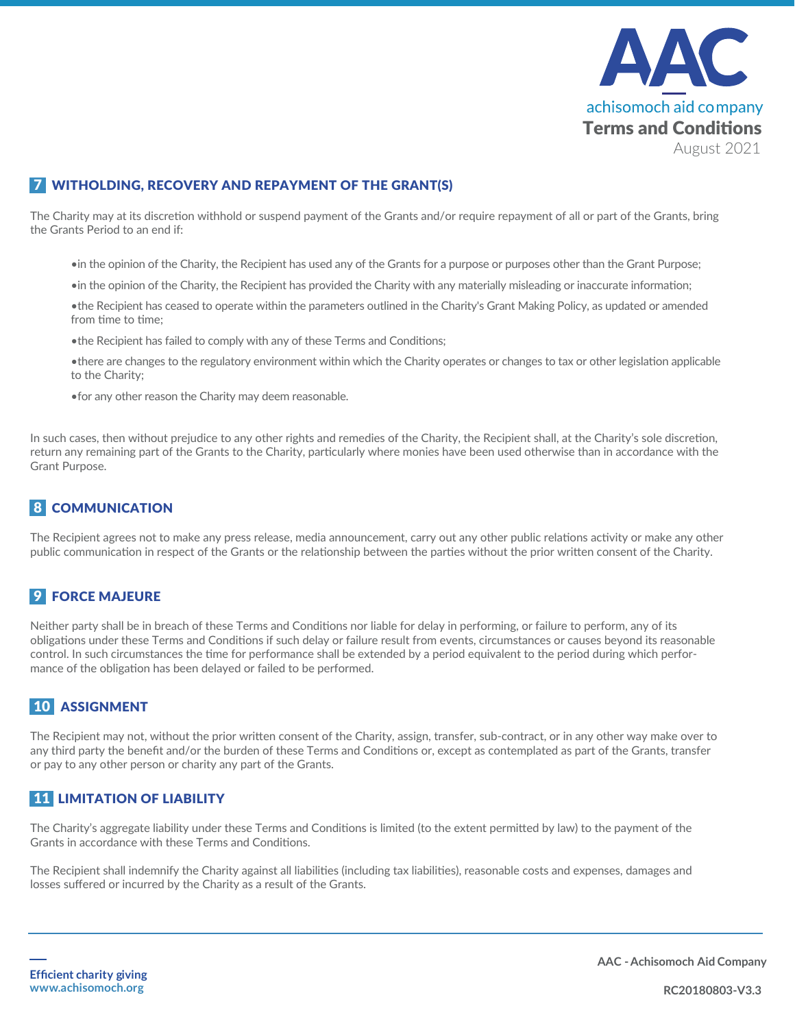## 7 WITHOLDING, RECOVERY AND REPAYMENT OF THE GRANT(S)

The Charity may at its discretion withhold or suspend payment of the Grants and/or require repayment of all or part of the Grants, bring the Grants Period to an end if:

- in the opinion of the Charity, the Recipient has used any of the Grants for a purpose or purposes other than the Grant Purpose;
- in the opinion of the Charity, the Recipient has provided the Charity with any materially misleading or inaccurate information;
- the Recipient has ceased to operate within the parameters outlined in the Charity's Grant Making Policy, as updated or amended from time to time;
- the Recipient has failed to comply with any of these Terms and Conditions;
- there are changes to the regulatory environment within which the Charity operates or changes to tax or other legislation applicable to the Charity;
- for any other reason the Charity may deem reasonable.

In such cases, then without prejudice to any other rights and remedies of the Charity, the Recipient shall, at the Charity's sole discretion, return any remaining part of the Grants to the Charity, particularly where monies have been used otherwise than in accordance with the Grant Purpose.

## 8 COMMUNICATION

The Recipient agrees not to make any press release, media announcement, carry out any other public relations activity or make any other public communication in respect of the Grants or the relationship between the parties without the prior written consent of the Charity.

## 9 FORCE MAJEURE

Neither party shall be in breach of these Terms and Conditions nor liable for delay in performing, or failure to perform, any of its obligations under these Terms and Conditions if such delay or failure result from events, circumstances or causes beyond its reasonable control. In such circumstances the time for performance shall be extended by a period equivalent to the period during which performance of the obligation has been delayed or failed to be performed.

## 10 ASSIGNMENT

The Recipient may not, without the prior written consent of the Charity, assign, transfer, sub-contract, or in any other way make over to any third party the benefit and/or the burden of these Terms and Conditions or, except as contemplated as part of the Grants, transfer or pay to any other person or charity any part of the Grants.

## 11 LIMITATION OF LIABILITY

The Charity's aggregate liability under these Terms and Conditions is limited (to the extent permitted by law) to the payment of the Grants in accordance with these Terms and Conditions.

The Recipient shall indemnify the Charity against all liabilities (including tax liabilities), reasonable costs and expenses, damages and losses suffered or incurred by the Charity as a result of the Grants.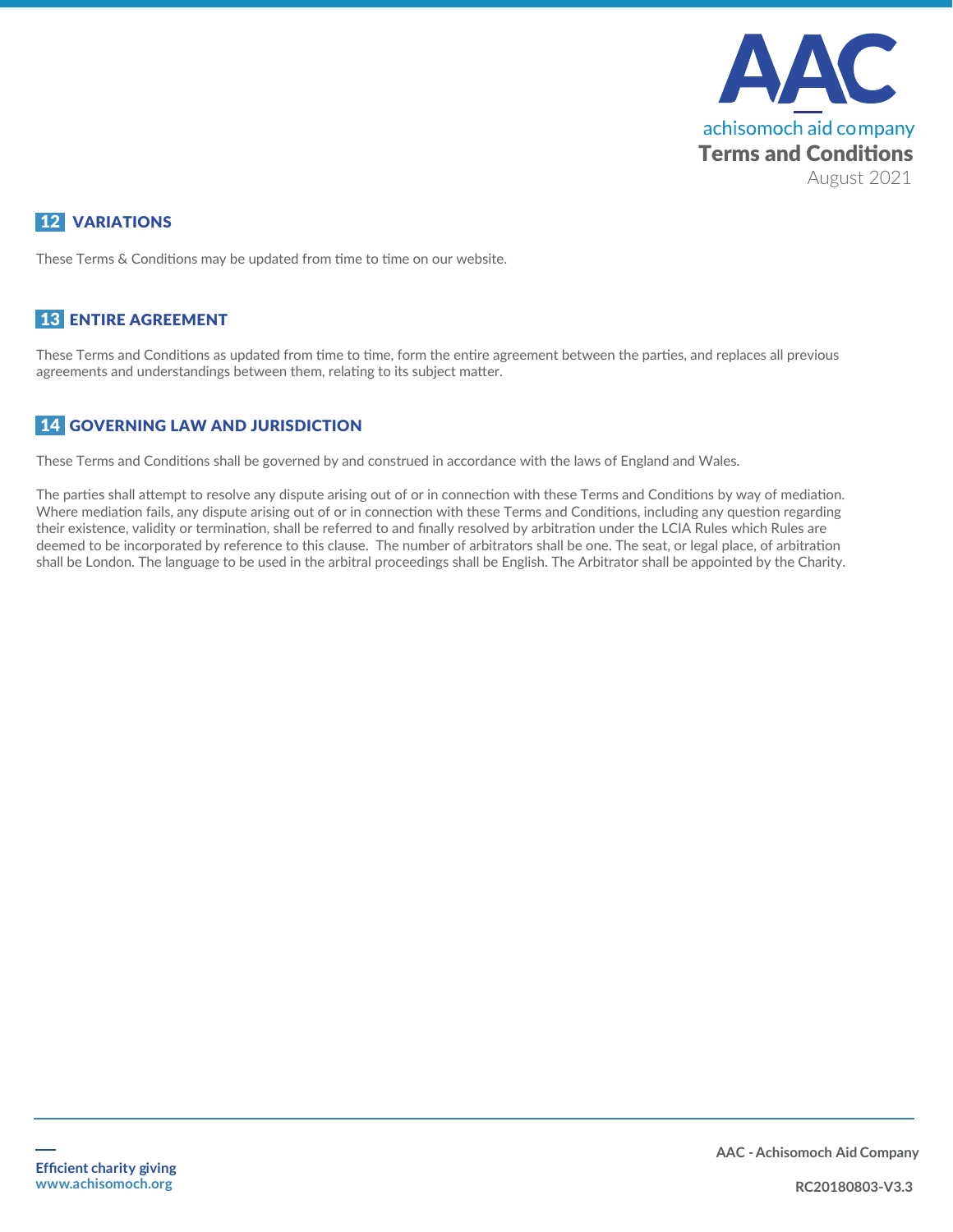## 12 VARIATIONS

These Terms & Conditions may be updated from time to time on our website.

## 13 ENTIRE AGREEMENT

These Terms and Conditions as updated from time to time, form the entire agreement between the parties, and replaces all previous agreements and understandings between them, relating to its subject matter.

## 14 GOVERNING LAW AND JURISDICTION

These Terms and Conditions shall be governed by and construed in accordance with the laws of England and Wales.

The parties shall attempt to resolve any dispute arising out of or in connection with these Terms and Conditions by way of mediation. Where mediation fails, any dispute arising out of or in connection with these Terms and Conditions, including any question regarding their existence, validity or termination, shall be referred to and finally resolved by arbitration under the LCIA Rules which Rules are deemed to be incorporated by reference to this clause. The number of arbitrators shall be one. The seat, or legal place, of arbitration shall be London. The language to be used in the arbitral proceedings shall be English. The Arbitrator shall be appointed by the Charity.